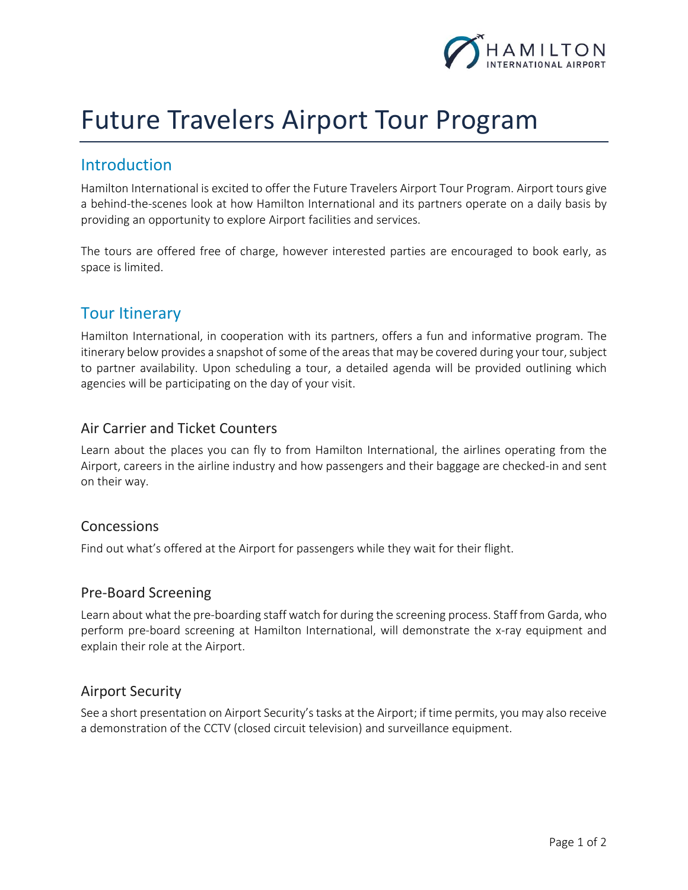# Future Travelers Airport Tour Program

## Introduction

Hamilton International is excited to offer the Future Travelers Airport Tour Program. Airport tours give a behind-the-scenes look at how Hamilton International and its partners operate on a daily basis by providing an opportunity to explore Airport facilities and services.

The tours are offered free of charge, however interested parties are encouraged to book early, as space is limited.

## Tour Itinerary

Hamilton International, in cooperation with its partners, offers a fun and informative program. The itinerary below provides a snapshot of some of the areas that may be covered during your tour, subject to partner availability. Upon scheduling a tour, a detailed agenda will be provided outlining which agencies will be participating on the day of your visit.

### Air Carrier and Ticket Counters

Learn about the places you can fly to from Hamilton International, the airlines operating from the Airport, careers in the airline industry and how passengers and their baggage are checked-in and sent on their way.

### Concessions

Find out what's offered at the Airport for passengers while they wait for their flight.

### Pre-Board Screening

Learn about what the pre-boarding staff watch for during the screening process. Staff from Garda, who perform pre-board screening at Hamilton International, will demonstrate the x-ray equipment and explain their role at the Airport.

### Airport Security

See a short presentation on Airport Security's tasks at the Airport; if time permits, you may also receive a demonstration of the CCTV (closed circuit television) and surveillance equipment.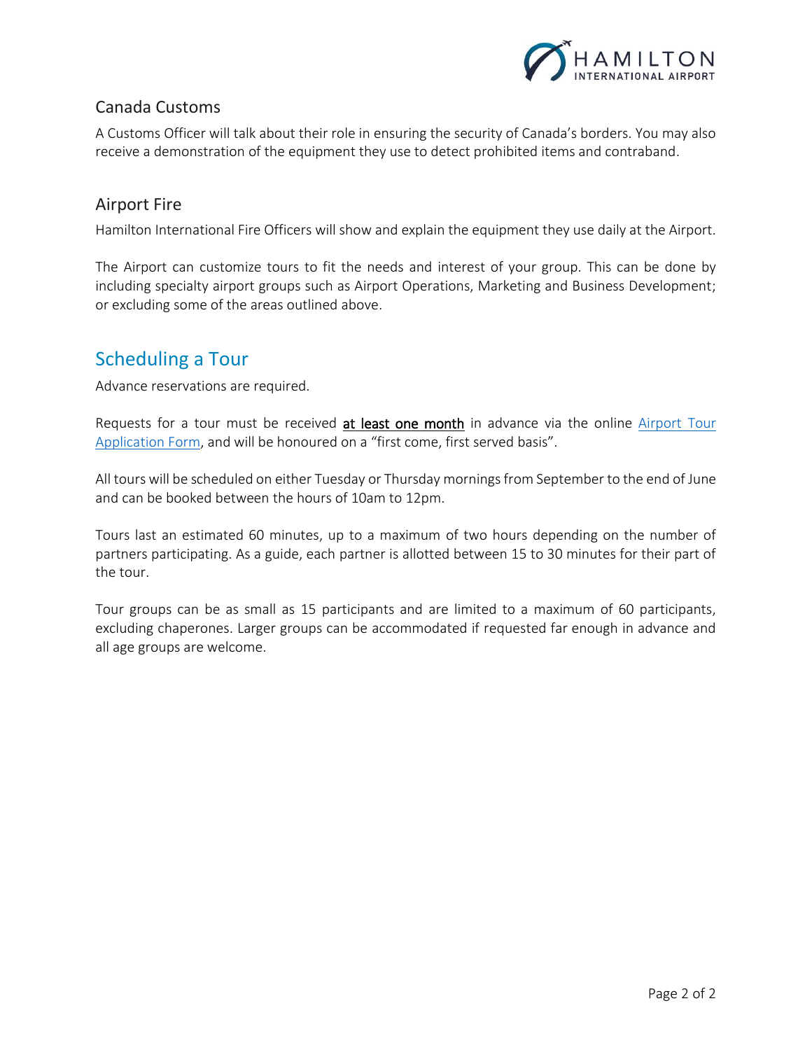### Canada Customs

A Customs Officer will talk about their role in ensuring the security of Canada's borders. You may also receive a demonstration of the equipment they use to detect prohibited items and contraband.

### Airport Fire

Hamilton International Fire Officers will show and explain the equipment they use daily at the Airport.

The Airport can customize tours to fit the needs and interest of your group. This can be done by including specialty airport groups such as Airport Operations, Marketing and Business Development; or excluding some of the areas outlined above.

## Scheduling a Tour

Advance reservations are required.

Requests for a tour must be received **at least one month** in advance via the online Airport Tour Application Form, and will be honoured on a "first come, first served basis".

All tours will be scheduled on either Tuesday or Thursday mornings from September to the end of June and can be booked between the hours of 10am to 12pm.

Tours last an estimated 60 minutes, up to a maximum of two hours depending on the number of partners participating. As a guide, each partner is allotted between 15 to 30 minutes for their part of the tour.

Tour groups can be as small as 15 participants and are limited to a maximum of 60 participants, excluding chaperones. Larger groups can be accommodated if requested far enough in advance and all age groups are welcome.